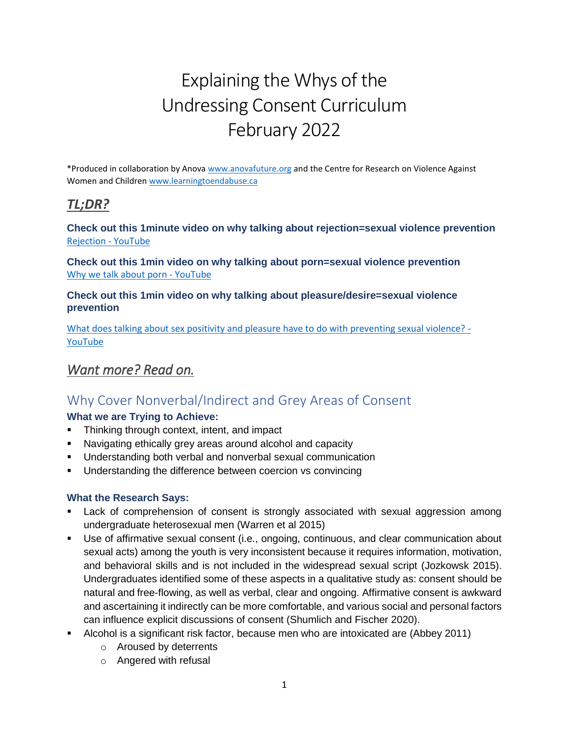# Explaining the Whys of the Undressing Consent Curriculum February 2022

*Produced in collaboration by Anova [www.anovafuture.org](http://www.anovafuture.org) and the Centre for Research on Violence Against Women and Children [www.learningtoendabuse.ca](http://www.learningtoendabuse.ca)

## ***TL;DR?***

**Check out this 1minute video on why talking about rejection=sexual violence prevention**
Rejection - YouTube

**Check out this 1min video on why talking about porn=sexual violence prevention**
Why we talk about porn - YouTube

**Check out this 1min video on why talking about pleasure/desire=sexual violence prevention**

What does talking about sex positivity and pleasure have to do with preventing sexual violence? - YouTube

## *Want more? Read on.*

## Why Cover Nonverbal/Indirect and Grey Areas of Consent

**What we are Trying to Achieve:**

- Thinking through context, intent, and impact
- Navigating ethically grey areas around alcohol and capacity
- Understanding both verbal and nonverbal sexual communication
- Understanding the difference between coercion vs convincing

**What the Research Says:**

- Lack of comprehension of consent is strongly associated with sexual aggression among undergraduate heterosexual men (Warren et al 2015)
- Use of affirmative sexual consent (i.e., ongoing, continuous, and clear communication about sexual acts) among the youth is very inconsistent because it requires information, motivation, and behavioral skills and is not included in the widespread sexual script (Jozkowsk 2015). Undergraduates identified some of these aspects in a qualitative study as: consent should be natural and free-flowing, as well as verbal, clear and ongoing. Affirmative consent is awkward and ascertaining it indirectly can be more comfortable, and various social and personal factors can influence explicit discussions of consent (Shumlich and Fischer 2020).
- Alcohol is a significant risk factor, because men who are intoxicated are (Abbey 2011)
    - Aroused by deterrents
    - Angered with refusal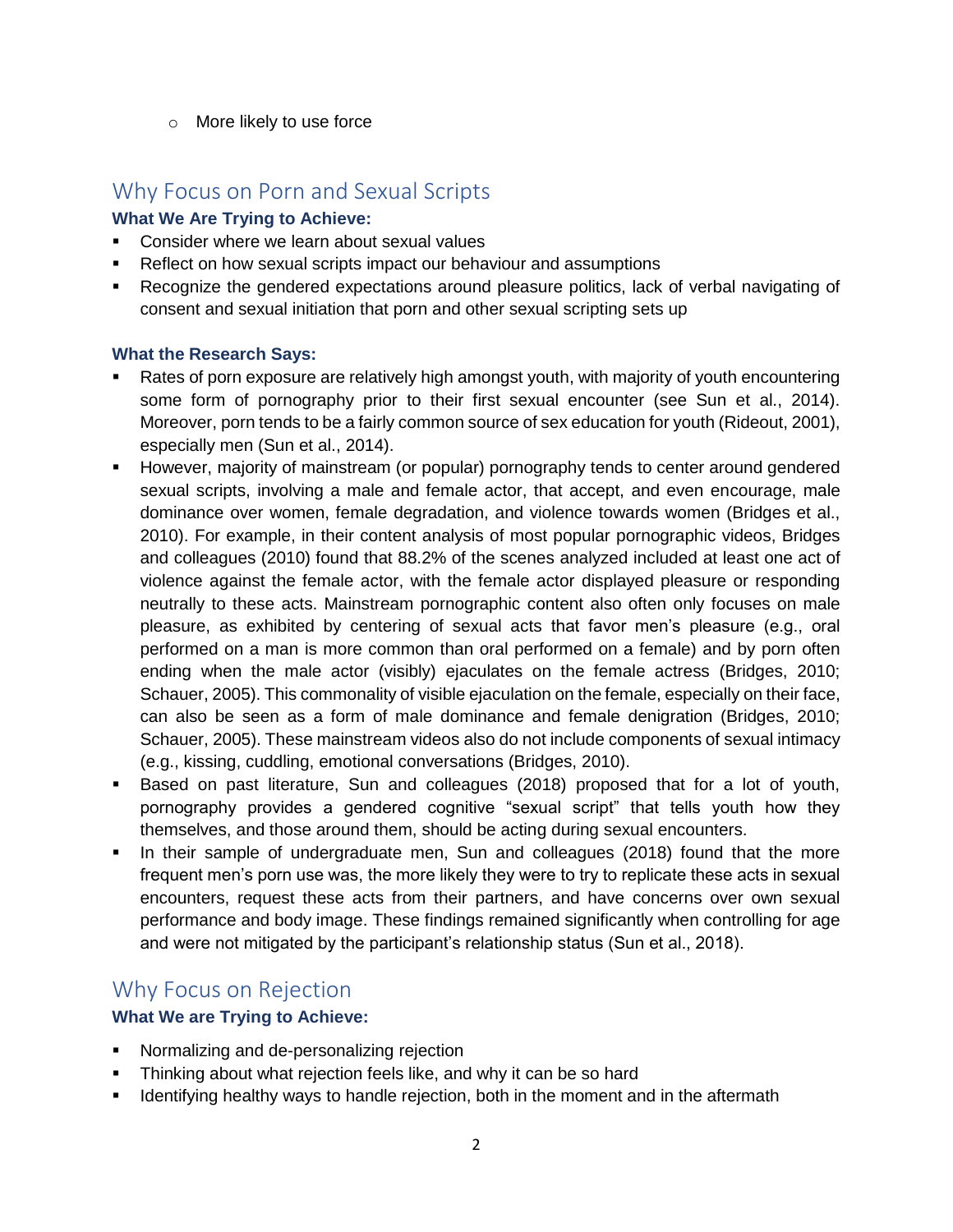- More likely to use force

## Why Focus on Porn and Sexual Scripts

**What We Are Trying to Achieve:**

- Consider where we learn about sexual values
- Reflect on how sexual scripts impact our behaviour and assumptions
- Recognize the gendered expectations around pleasure politics, lack of verbal navigating of consent and sexual initiation that porn and other sexual scripting sets up

**What the Research Says:**

- Rates of porn exposure are relatively high amongst youth, with majority of youth encountering some form of pornography prior to their first sexual encounter (see Sun et al., 2014). Moreover, porn tends to be a fairly common source of sex education for youth (Rideout, 2001), especially men (Sun et al., 2014).
- However, majority of mainstream (or popular) pornography tends to center around gendered sexual scripts, involving a male and female actor, that accept, and even encourage, male dominance over women, female degradation, and violence towards women (Bridges et al., 2010). For example, in their content analysis of most popular pornographic videos, Bridges and colleagues (2010) found that 88.2% of the scenes analyzed included at least one act of violence against the female actor, with the female actor displayed pleasure or responding neutrally to these acts. Mainstream pornographic content also often only focuses on male pleasure, as exhibited by centering of sexual acts that favor men's pleasure (e.g., oral performed on a man is more common than oral performed on a female) and by porn often ending when the male actor (visibly) ejaculates on the female actress (Bridges, 2010; Schauer, 2005). This commonality of visible ejaculation on the female, especially on their face, can also be seen as a form of male dominance and female denigration (Bridges, 2010; Schauer, 2005). These mainstream videos also do not include components of sexual intimacy (e.g., kissing, cuddling, emotional conversations (Bridges, 2010).
- Based on past literature, Sun and colleagues (2018) proposed that for a lot of youth, pornography provides a gendered cognitive "sexual script" that tells youth how they themselves, and those around them, should be acting during sexual encounters.
- In their sample of undergraduate men, Sun and colleagues (2018) found that the more frequent men's porn use was, the more likely they were to try to replicate these acts in sexual encounters, request these acts from their partners, and have concerns over own sexual performance and body image. These findings remained significantly when controlling for age and were not mitigated by the participant's relationship status (Sun et al., 2018).

## Why Focus on Rejection

**What We are Trying to Achieve:**

- Normalizing and de-personalizing rejection
- Thinking about what rejection feels like, and why it can be so hard
- Identifying healthy ways to handle rejection, both in the moment and in the aftermath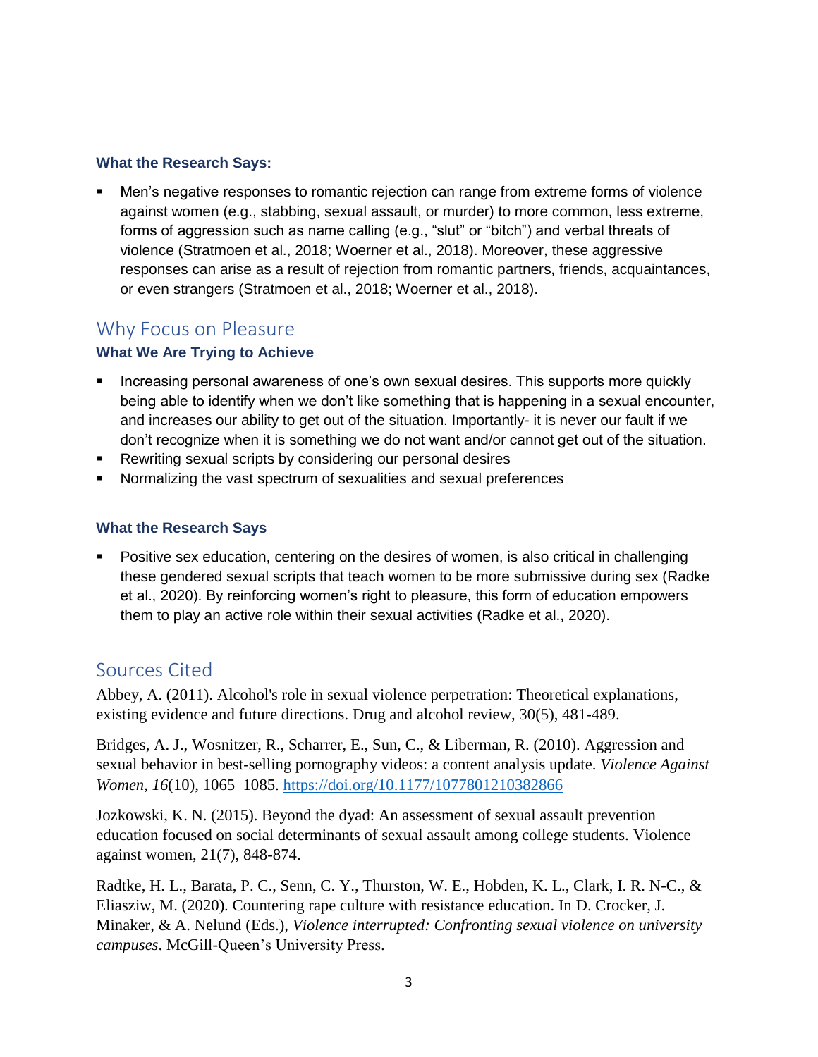### What the Research Says:

- Men's negative responses to romantic rejection can range from extreme forms of violence against women (e.g., stabbing, sexual assault, or murder) to more common, less extreme, forms of aggression such as name calling (e.g., "slut" or "bitch") and verbal threats of violence (Stratmoen et al., 2018; Woerner et al., 2018). Moreover, these aggressive responses can arise as a result of rejection from romantic partners, friends, acquaintances, or even strangers (Stratmoen et al., 2018; Woerner et al., 2018).

## Why Focus on Pleasure

### What We Are Trying to Achieve

- Increasing personal awareness of one's own sexual desires. This supports more quickly being able to identify when we don't like something that is happening in a sexual encounter, and increases our ability to get out of the situation. Importantly- it is never our fault if we don't recognize when it is something we do not want and/or cannot get out of the situation.
- Rewriting sexual scripts by considering our personal desires
- Normalizing the vast spectrum of sexualities and sexual preferences

### What the Research Says

- Positive sex education, centering on the desires of women, is also critical in challenging these gendered sexual scripts that teach women to be more submissive during sex (Radke et al., 2020). By reinforcing women's right to pleasure, this form of education empowers them to play an active role within their sexual activities (Radke et al., 2020).

## Sources Cited

Abbey, A. (2011). Alcohol's role in sexual violence perpetration: Theoretical explanations, existing evidence and future directions. Drug and alcohol review, 30(5), 481-489.

Bridges, A. J., Wosnitzer, R., Scharrer, E., Sun, C., & Liberman, R. (2010). Aggression and sexual behavior in best-selling pornography videos: a content analysis update. *Violence Against Women*, *16*(10), 1065–1085. https://doi.org/10.1177/1077801210382866

Jozkowski, K. N. (2015). Beyond the dyad: An assessment of sexual assault prevention education focused on social determinants of sexual assault among college students. Violence against women, 21(7), 848-874.

Radtke, H. L., Barata, P. C., Senn, C. Y., Thurston, W. E., Hobden, K. L., Clark, I. R. N-C., & Eliasziw, M. (2020). Countering rape culture with resistance education. In D. Crocker, J. Minaker, & A. Nelund (Eds.), *Violence interrupted: Confronting sexual violence on university campuses*. McGill-Queen's University Press.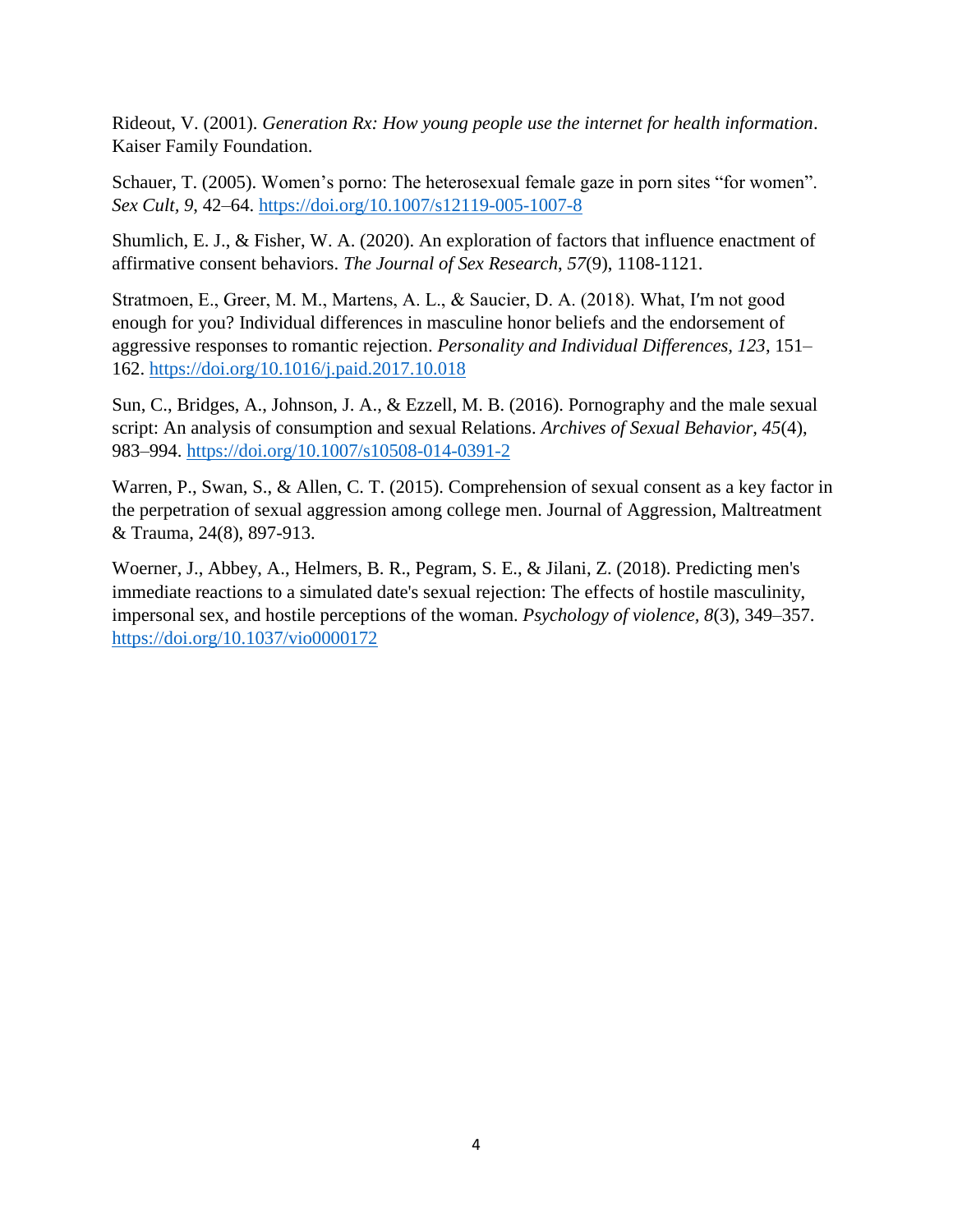Rideout, V. (2001). *Generation Rx: How young people use the internet for health information*. Kaiser Family Foundation.

Schauer, T. (2005). Women's porno: The heterosexual female gaze in porn sites "for women". *Sex Cult, 9*, 42–64. https://doi.org/10.1007/s12119-005-1007-8

Shumlich, E. J., & Fisher, W. A. (2020). An exploration of factors that influence enactment of affirmative consent behaviors. *The Journal of Sex Research*, *57*(9), 1108-1121.

Stratmoen, E., Greer, M. M., Martens, A. L., & Saucier, D. A. (2018). What, I'm not good enough for you? Individual differences in masculine honor beliefs and the endorsement of aggressive responses to romantic rejection. *Personality and Individual Differences, 123*, 151–162. https://doi.org/10.1016/j.paid.2017.10.018

Sun, C., Bridges, A., Johnson, J. A., & Ezzell, M. B. (2016). Pornography and the male sexual script: An analysis of consumption and sexual Relations. *Archives of Sexual Behavior*, *45*(4), 983–994. https://doi.org/10.1007/s10508-014-0391-2

Warren, P., Swan, S., & Allen, C. T. (2015). Comprehension of sexual consent as a key factor in the perpetration of sexual aggression among college men. Journal of Aggression, Maltreatment & Trauma, 24(8), 897-913.

Woerner, J., Abbey, A., Helmers, B. R., Pegram, S. E., & Jilani, Z. (2018). Predicting men's immediate reactions to a simulated date's sexual rejection: The effects of hostile masculinity, impersonal sex, and hostile perceptions of the woman. *Psychology of violence, 8*(3), 349–357. https://doi.org/10.1037/vio0000172